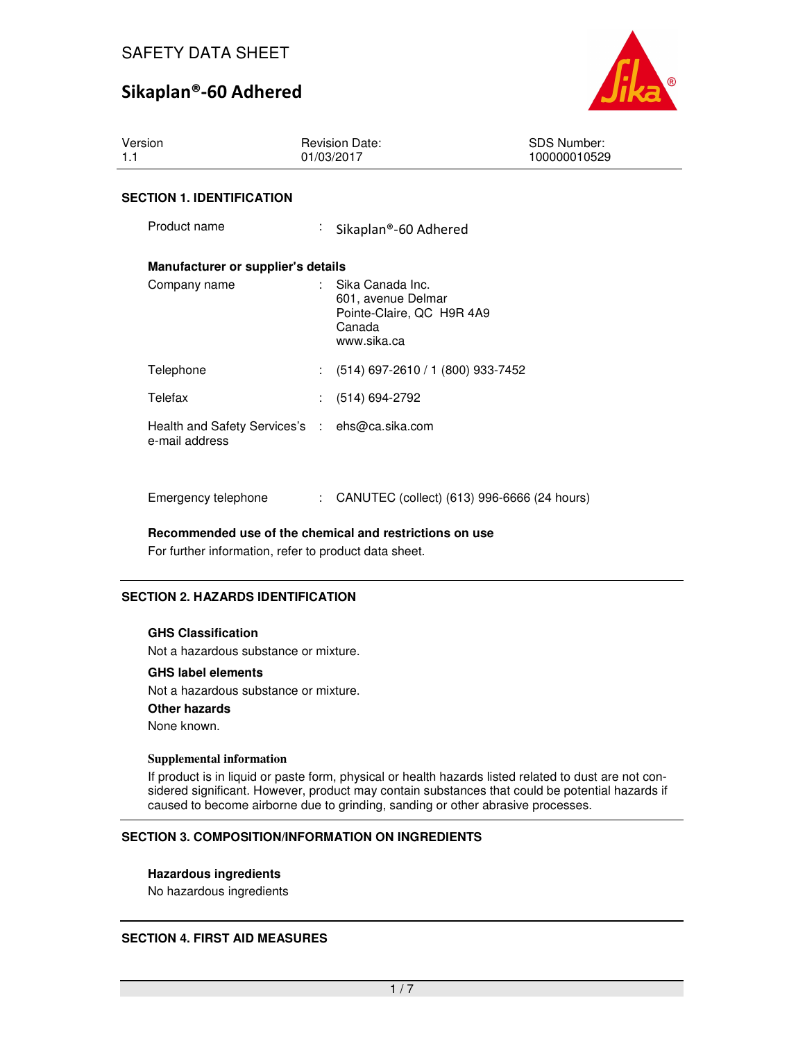# SAFETY DATA SHEET

# Sikaplan®-60 Adhered

| Version | Revision Date: | SDS Number: |
| --- | --- | --- |
| 1.1 | 01/03/2017 | 100000010529 |

## SECTION 1. IDENTIFICATION

Product name : Sikaplan®-60 Adhered

**Manufacturer or supplier's details**

Company name : Sika Canada Inc.
601, avenue Delmar
Pointe-Claire, QC H9R 4A9
Canada
www.sika.ca

Telephone : (514) 697-2610 / 1 (800) 933-7452

Telefax : (514) 694-2792

Health and Safety Services's e-mail address : ehs@ca.sika.com

Emergency telephone : CANUTEC (collect) (613) 996-6666 (24 hours)

**Recommended use of the chemical and restrictions on use**

For further information, refer to product data sheet.

## SECTION 2. HAZARDS IDENTIFICATION

**GHS Classification**

Not a hazardous substance or mixture.

**GHS label elements**

Not a hazardous substance or mixture.

**Other hazards**

None known.

**Supplemental information**

If product is in liquid or paste form, physical or health hazards listed related to dust are not considered significant. However, product may contain substances that could be potential hazards if caused to become airborne due to grinding, sanding or other abrasive processes.

## SECTION 3. COMPOSITION/INFORMATION ON INGREDIENTS

**Hazardous ingredients**

No hazardous ingredients

## SECTION 4. FIRST AID MEASURES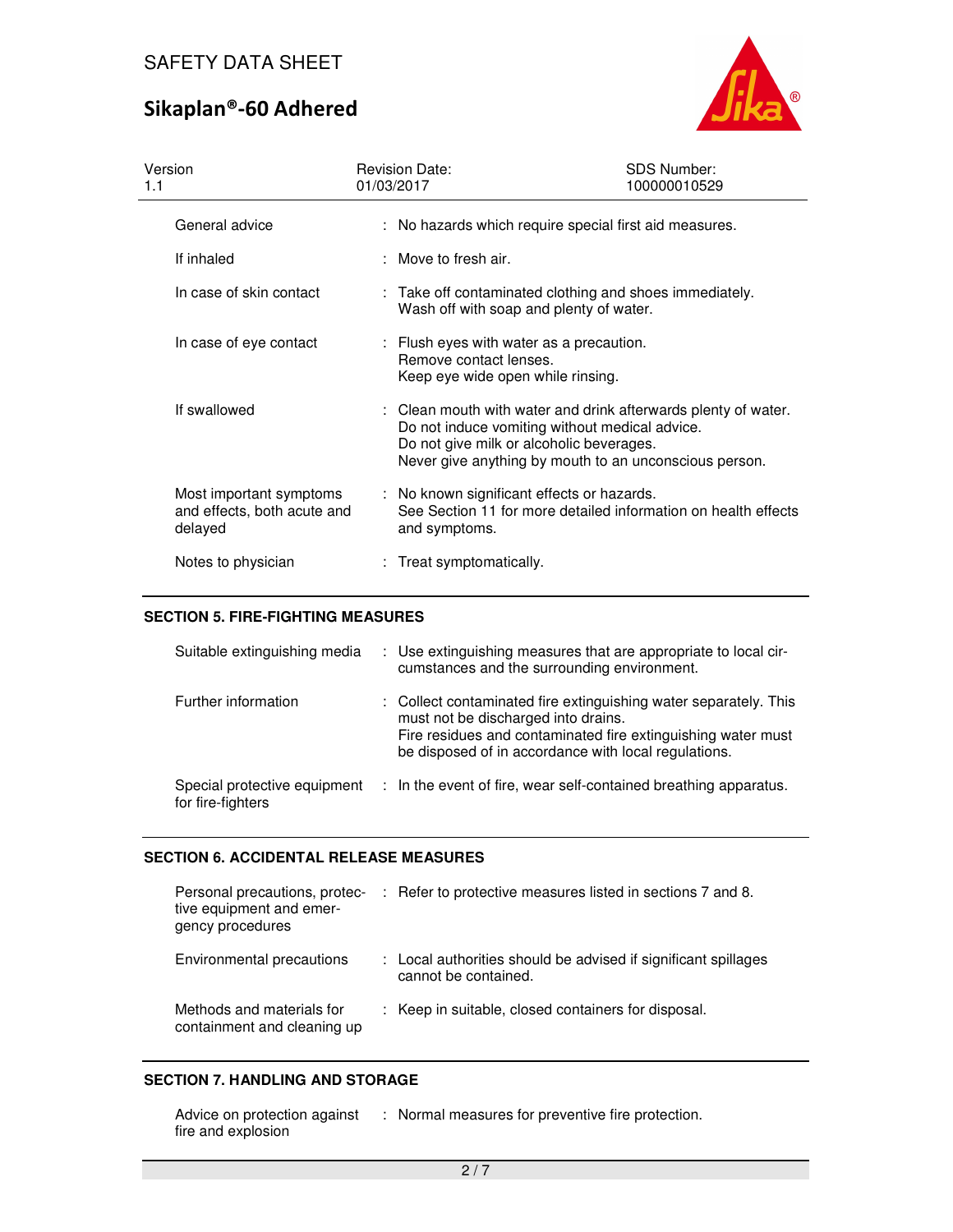| | |
|---|---|
| General advice | No hazards which require special first aid measures. |
| If inhaled | Move to fresh air. |
| In case of skin contact | Take off contaminated clothing and shoes immediately.<br>Wash off with soap and plenty of water. |
| In case of eye contact | Flush eyes with water as a precaution.<br>Remove contact lenses.<br>Keep eye wide open while rinsing. |
| If swallowed | Clean mouth with water and drink afterwards plenty of water.<br>Do not induce vomiting without medical advice.<br>Do not give milk or alcoholic beverages.<br>Never give anything by mouth to an unconscious person. |
| Most important symptoms and effects, both acute and delayed | No known significant effects or hazards.<br>See Section 11 for more detailed information on health effects and symptoms. |
| Notes to physician | Treat symptomatically. |

## SECTION 5. FIRE-FIGHTING MEASURES

| | |
|---|---|
| Suitable extinguishing media | Use extinguishing measures that are appropriate to local circumstances and the surrounding environment. |
| Further information | Collect contaminated fire extinguishing water separately. This must not be discharged into drains.<br>Fire residues and contaminated fire extinguishing water must be disposed of in accordance with local regulations. |
| Special protective equipment for fire-fighters | In the event of fire, wear self-contained breathing apparatus. |

## SECTION 6. ACCIDENTAL RELEASE MEASURES

| | |
|---|---|
| Personal precautions, protective equipment and emergency procedures | Refer to protective measures listed in sections 7 and 8. |
| Environmental precautions | Local authorities should be advised if significant spillages cannot be contained. |
| Methods and materials for containment and cleaning up | Keep in suitable, closed containers for disposal. |

## SECTION 7. HANDLING AND STORAGE

| | |
|---|---|
| Advice on protection against fire and explosion | Normal measures for preventive fire protection. |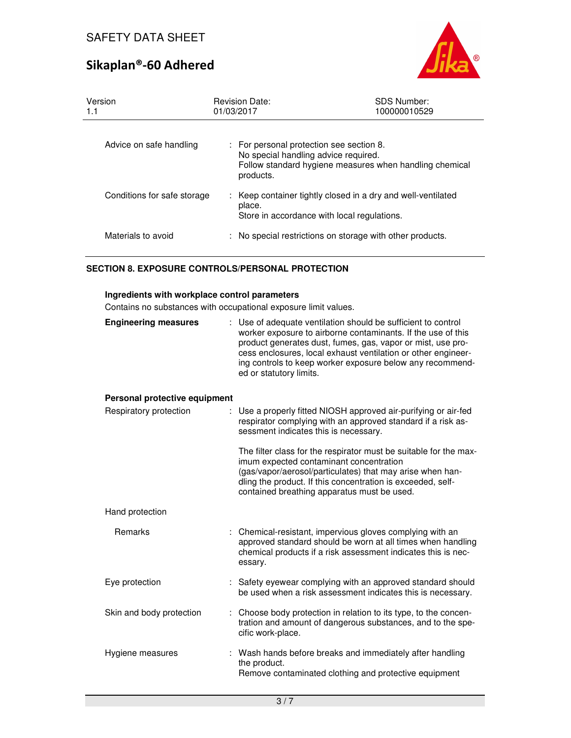| | |
|---|---|
| Advice on safe handling | : For personal protection see section 8. No special handling advice required. Follow standard hygiene measures when handling chemical products. |
| Conditions for safe storage | : Keep container tightly closed in a dry and well-ventilated place. Store in accordance with local regulations. |
| Materials to avoid | : No special restrictions on storage with other products. |

## SECTION 8. EXPOSURE CONTROLS/PERSONAL PROTECTION

### Ingredients with workplace control parameters

Contains no substances with occupational exposure limit values.

**Engineering measures** : Use of adequate ventilation should be sufficient to control worker exposure to airborne contaminants. If the use of this product generates dust, fumes, gas, vapor or mist, use process enclosures, local exhaust ventilation or other engineering controls to keep worker exposure below any recommended or statutory limits.

### Personal protective equipment

Respiratory protection : Use a properly fitted NIOSH approved air-purifying or air-fed respirator complying with an approved standard if a risk assessment indicates this is necessary.

The filter class for the respirator must be suitable for the maximum expected contaminant concentration (gas/vapor/aerosol/particulates) that may arise when handling the product. If this concentration is exceeded, self-contained breathing apparatus must be used.

Hand protection

Remarks : Chemical-resistant, impervious gloves complying with an approved standard should be worn at all times when handling chemical products if a risk assessment indicates this is necessary.

Eye protection : Safety eyewear complying with an approved standard should be used when a risk assessment indicates this is necessary.

Skin and body protection : Choose body protection in relation to its type, to the concentration and amount of dangerous substances, and to the specific work-place.

Hygiene measures : Wash hands before breaks and immediately after handling the product.
Remove contaminated clothing and protective equipment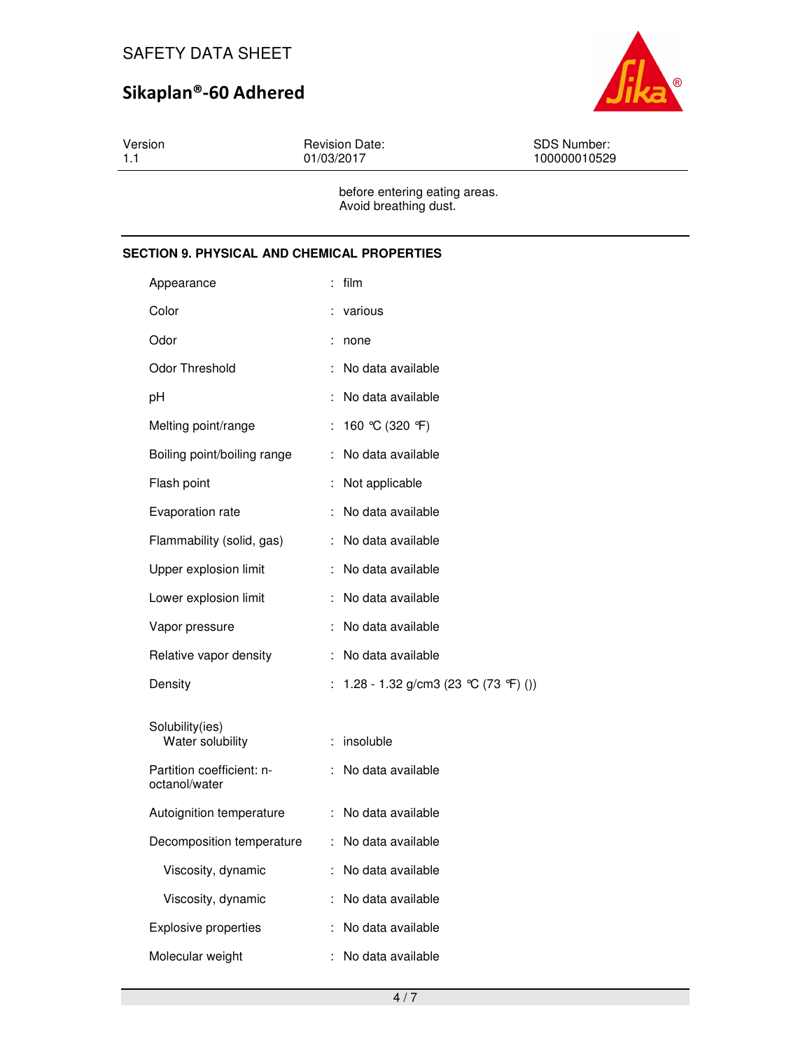before entering eating areas.
Avoid breathing dust.

## SECTION 9. PHYSICAL AND CHEMICAL PROPERTIES

| Property | | Value |
|---|---|---|
| Appearance | : | film |
| Color | : | various |
| Odor | : | none |
| Odor Threshold | : | No data available |
| pH | : | No data available |
| Melting point/range | : | 160 °C (320 °F) |
| Boiling point/boiling range | : | No data available |
| Flash point | : | Not applicable |
| Evaporation rate | : | No data available |
| Flammability (solid, gas) | : | No data available |
| Upper explosion limit | : | No data available |
| Lower explosion limit | : | No data available |
| Vapor pressure | : | No data available |
| Relative vapor density | : | No data available |
| Density | : | 1.28 - 1.32 g/cm3 (23 °C (73 °F) ()) |
| Solubility(ies) | | |
| Water solubility | : | insoluble |
| Partition coefficient: n-octanol/water | : | No data available |
| Autoignition temperature | : | No data available |
| Decomposition temperature | : | No data available |
| Viscosity, dynamic | : | No data available |
| Viscosity, dynamic | : | No data available |
| Explosive properties | : | No data available |
| Molecular weight | : | No data available |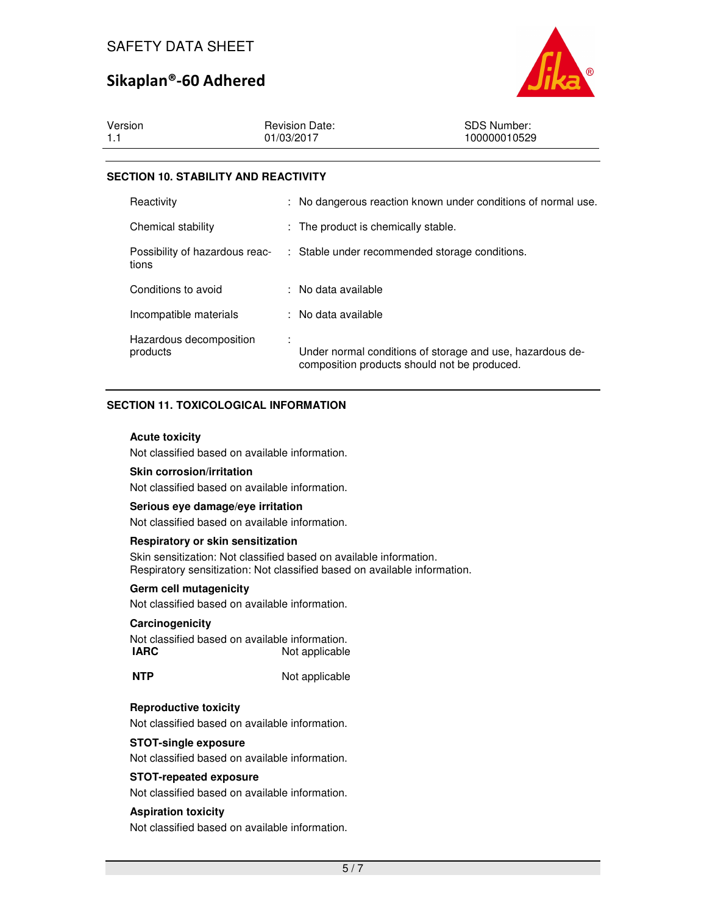## SECTION 10. STABILITY AND REACTIVITY

| | | |
|---|---|---|
| Reactivity | : | No dangerous reaction known under conditions of normal use. |
| Chemical stability | : | The product is chemically stable. |
| Possibility of hazardous reactions | : | Stable under recommended storage conditions. |
| Conditions to avoid | : | No data available |
| Incompatible materials | : | No data available |
| Hazardous decomposition products | : | Under normal conditions of storage and use, hazardous decomposition products should not be produced. |

## SECTION 11. TOXICOLOGICAL INFORMATION

**Acute toxicity**

Not classified based on available information.

**Skin corrosion/irritation**

Not classified based on available information.

**Serious eye damage/eye irritation**

Not classified based on available information.

**Respiratory or skin sensitization**

Skin sensitization: Not classified based on available information.
Respiratory sensitization: Not classified based on available information.

**Germ cell mutagenicity**

Not classified based on available information.

**Carcinogenicity**

Not classified based on available information.

| | |
|---|---|
| **IARC** | Not applicable |
| **NTP** | Not applicable |

**Reproductive toxicity**

Not classified based on available information.

**STOT-single exposure**

Not classified based on available information.

**STOT-repeated exposure**

Not classified based on available information.

**Aspiration toxicity**

Not classified based on available information.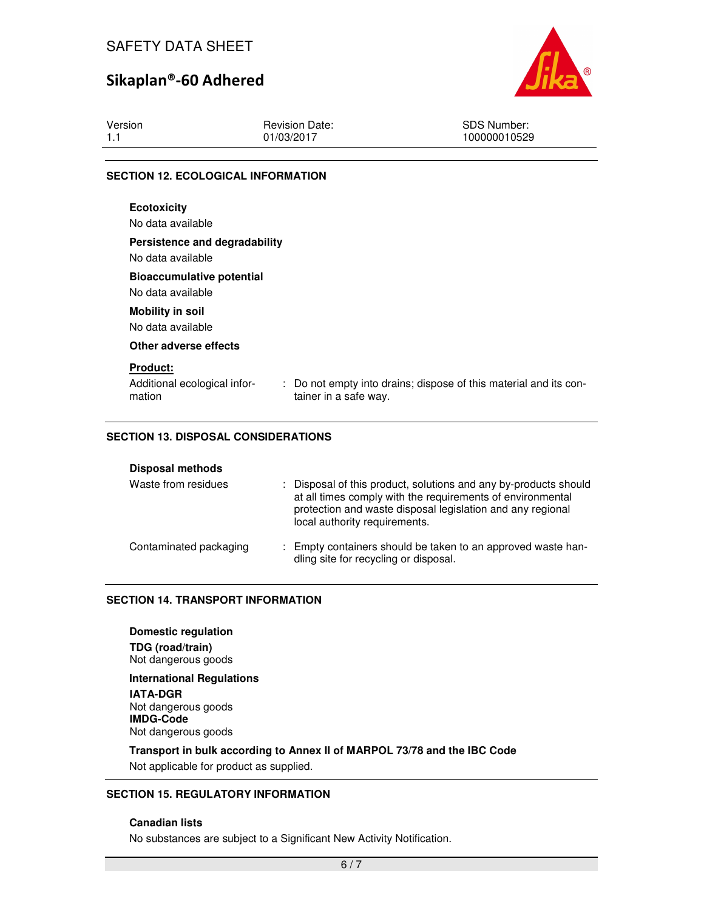## SECTION 12. ECOLOGICAL INFORMATION

**Ecotoxicity**

No data available

**Persistence and degradability**

No data available

**Bioaccumulative potential**

No data available

**Mobility in soil**

No data available

**Other adverse effects**

**Product:**

Additional ecological information : Do not empty into drains; dispose of this material and its container in a safe way.

## SECTION 13. DISPOSAL CONSIDERATIONS

**Disposal methods**

Waste from residues : Disposal of this product, solutions and any by-products should at all times comply with the requirements of environmental protection and waste disposal legislation and any regional local authority requirements.

Contaminated packaging : Empty containers should be taken to an approved waste handling site for recycling or disposal.

## SECTION 14. TRANSPORT INFORMATION

**Domestic regulation**

**TDG (road/train)**
Not dangerous goods

**International Regulations**

**IATA-DGR**
Not dangerous goods
**IMDG-Code**
Not dangerous goods

**Transport in bulk according to Annex II of MARPOL 73/78 and the IBC Code**

Not applicable for product as supplied.

## SECTION 15. REGULATORY INFORMATION

**Canadian lists**

No substances are subject to a Significant New Activity Notification.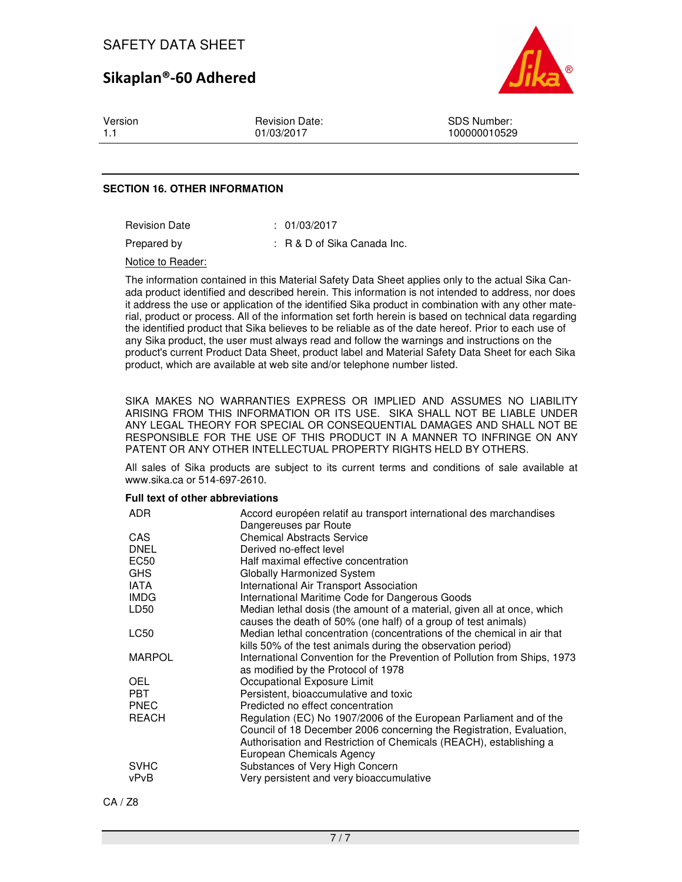## SECTION 16. OTHER INFORMATION

| | |
|---|---|
| Revision Date | : 01/03/2017 |
| Prepared by | : R & D of Sika Canada Inc. |

Notice to Reader:

The information contained in this Material Safety Data Sheet applies only to the actual Sika Canada product identified and described herein. This information is not intended to address, nor does it address the use or application of the identified Sika product in combination with any other material, product or process. All of the information set forth herein is based on technical data regarding the identified product that Sika believes to be reliable as of the date hereof. Prior to each use of any Sika product, the user must always read and follow the warnings and instructions on the product's current Product Data Sheet, product label and Material Safety Data Sheet for each Sika product, which are available at web site and/or telephone number listed.

SIKA MAKES NO WARRANTIES EXPRESS OR IMPLIED AND ASSUMES NO LIABILITY ARISING FROM THIS INFORMATION OR ITS USE. SIKA SHALL NOT BE LIABLE UNDER ANY LEGAL THEORY FOR SPECIAL OR CONSEQUENTIAL DAMAGES AND SHALL NOT BE RESPONSIBLE FOR THE USE OF THIS PRODUCT IN A MANNER TO INFRINGE ON ANY PATENT OR ANY OTHER INTELLECTUAL PROPERTY RIGHTS HELD BY OTHERS.

All sales of Sika products are subject to its current terms and conditions of sale available at www.sika.ca or 514-697-2610.

**Full text of other abbreviations**

| | |
|---|---|
| ADR | Accord européen relatif au transport international des marchandises Dangereuses par Route |
| CAS | Chemical Abstracts Service |
| DNEL | Derived no-effect level |
| EC50 | Half maximal effective concentration |
| GHS | Globally Harmonized System |
| IATA | International Air Transport Association |
| IMDG | International Maritime Code for Dangerous Goods |
| LD50 | Median lethal dosis (the amount of a material, given all at once, which causes the death of 50% (one half) of a group of test animals) |
| LC50 | Median lethal concentration (concentrations of the chemical in air that kills 50% of the test animals during the observation period) |
| MARPOL | International Convention for the Prevention of Pollution from Ships, 1973 as modified by the Protocol of 1978 |
| OEL | Occupational Exposure Limit |
| PBT | Persistent, bioaccumulative and toxic |
| PNEC | Predicted no effect concentration |
| REACH | Regulation (EC) No 1907/2006 of the European Parliament and of the Council of 18 December 2006 concerning the Registration, Evaluation, Authorisation and Restriction of Chemicals (REACH), establishing a European Chemicals Agency |
| SVHC | Substances of Very High Concern |
| vPvB | Very persistent and very bioaccumulative |

CA / Z8